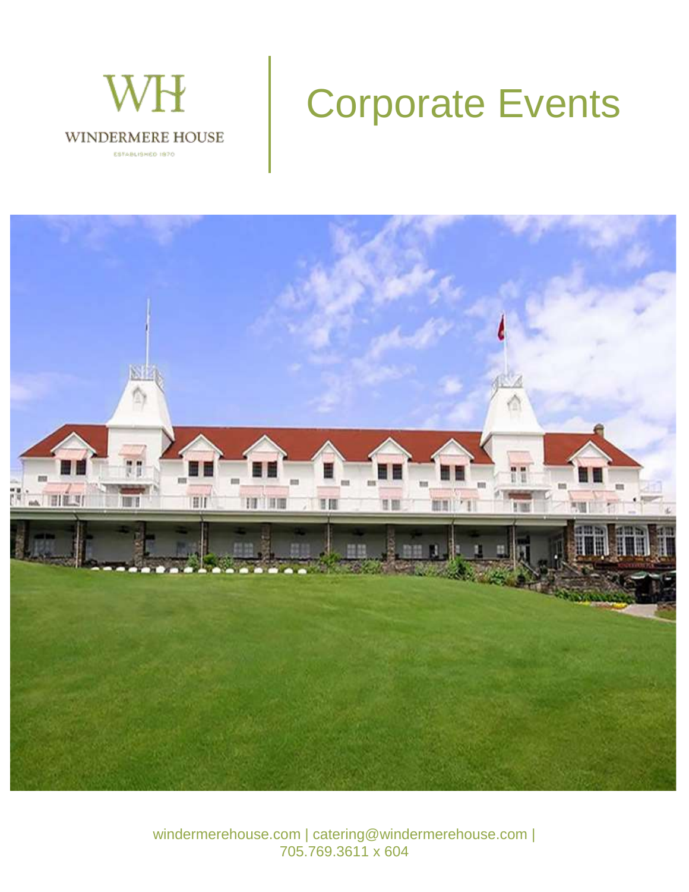WH

WINDERMERE HOUSE

ESTABLISHED 1870

# Corporate Events

windermerehouse.com | catering@windermerehouse.com | 705.769.3611 x 604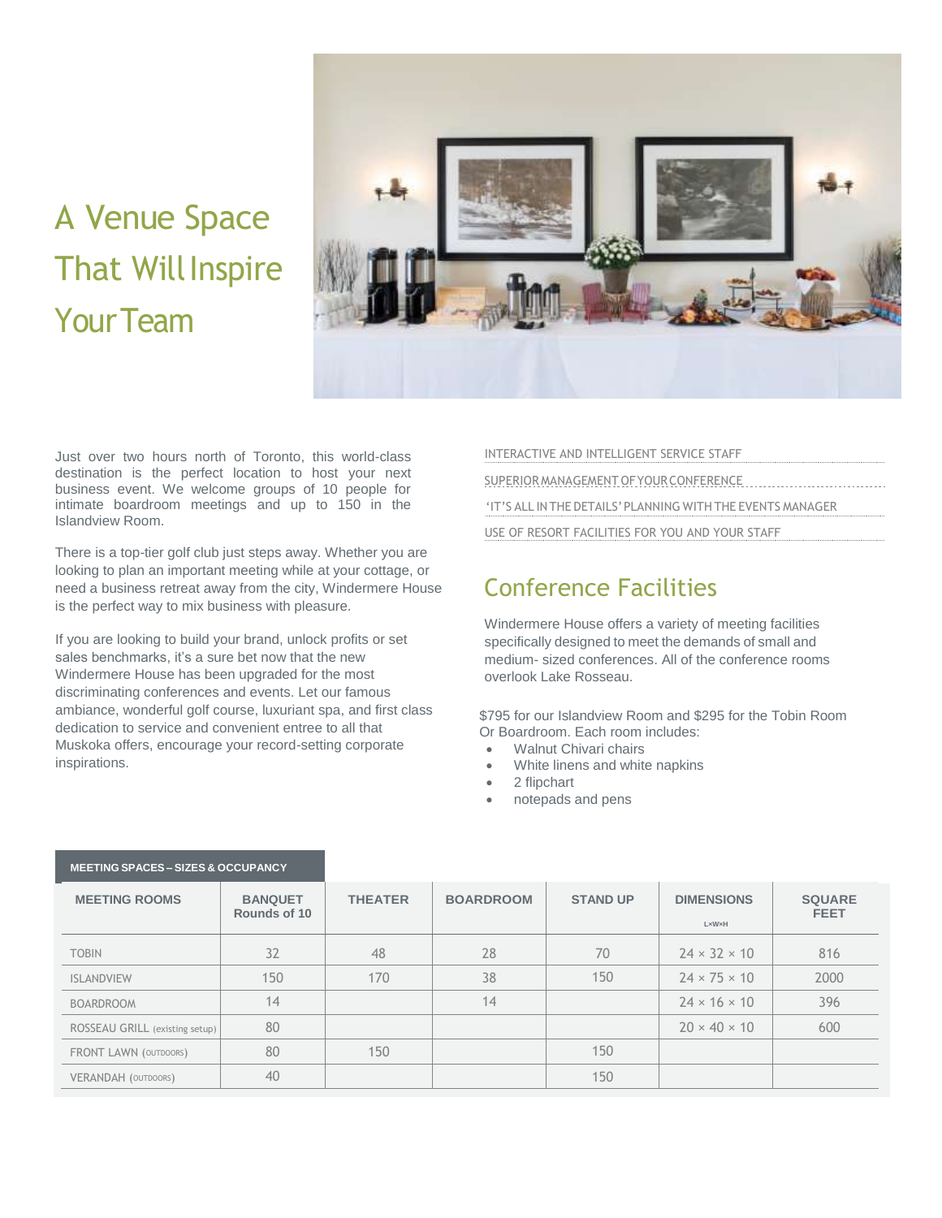# A Venue Space That Will Inspire Your Team

Just over two hours north of Toronto, this world-class destination is the perfect location to host your next business event. We welcome groups of 10 people for intimate boardroom meetings and up to 150 in the Islandview Room.

There is a top-tier golf club just steps away. Whether you are looking to plan an important meeting while at your cottage, or need a business retreat away from the city, Windermere House is the perfect way to mix business with pleasure.

If you are looking to build your brand, unlock profits or set sales benchmarks, it's a sure bet now that the new Windermere House has been upgraded for the most discriminating conferences and events. Let our famous ambiance, wonderful golf course, luxuriant spa, and first class dedication to service and convenient entree to all that Muskoka offers, encourage your record-setting corporate inspirations.

INTERACTIVE AND INTELLIGENT SERVICE STAFF

SUPERIOR MANAGEMENT OF YOUR CONFERENCE

'IT'S ALL IN THE DETAILS' PLANNING WITH THE EVENTS MANAGER

USE OF RESORT FACILITIES FOR YOU AND YOUR STAFF

## Conference Facilities

Windermere House offers a variety of meeting facilities specifically designed to meet the demands of small and medium- sized conferences. All of the conference rooms overlook Lake Rosseau.

$795 for our Islandview Room and $295 for the Tobin Room Or Boardroom. Each room includes:

- Walnut Chivari chairs
- White linens and white napkins
- 2 flipchart
- notepads and pens

**MEETING SPACES – SIZES & OCCUPANCY**

| MEETING ROOMS | BANQUET Rounds of 10 | THEATER | BOARDROOM | STAND UP | DIMENSIONS L×W×H | SQUARE FEET |
|---|---|---|---|---|---|---|
| TOBIN | 32 | 48 | 28 | 70 | 24 × 32 × 10 | 816 |
| ISLANDVIEW | 150 | 170 | 38 | 150 | 24 × 75 × 10 | 2000 |
| BOARDROOM | 14 | | 14 | | 24 × 16 × 10 | 396 |
| ROSSEAU GRILL (existing setup) | 80 | | | | 20 × 40 × 10 | 600 |
| FRONT LAWN (OUTDOORS) | 80 | 150 | | 150 | | |
| VERANDAH (OUTDOORS) | 40 | | | 150 | | |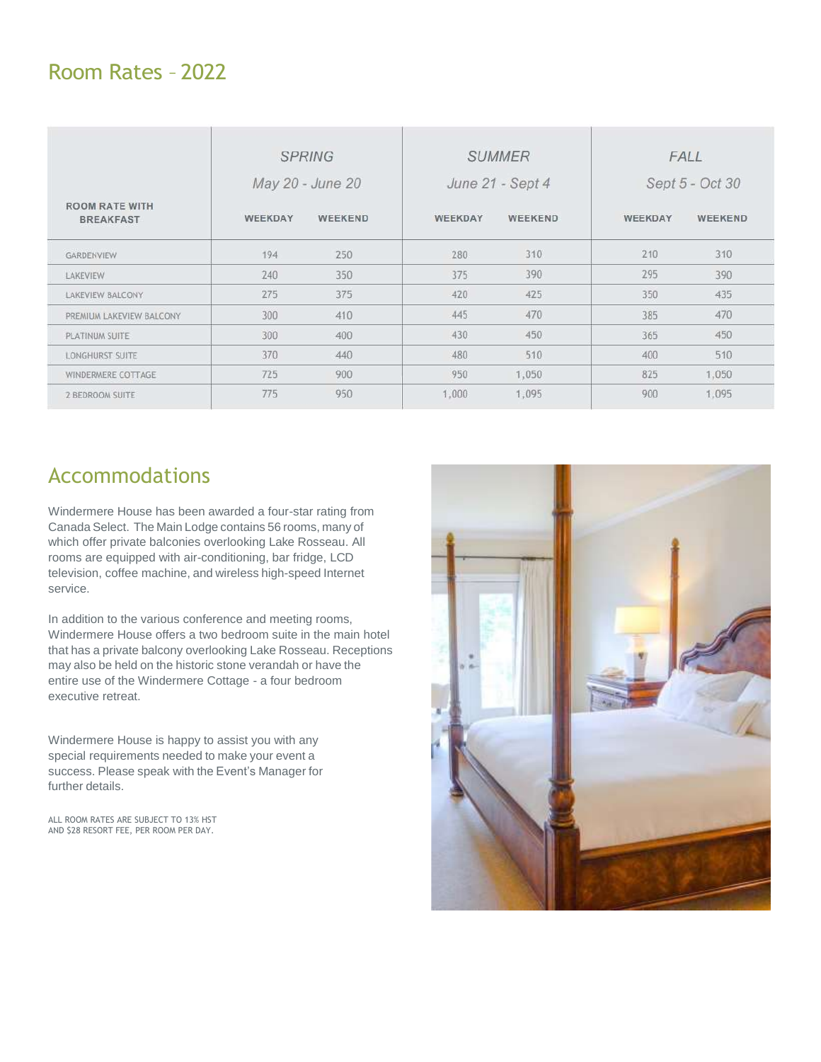## Room Rates – 2022

| ROOM RATE WITH BREAKFAST | SPRING May 20 - June 20 | | SUMMER June 21 - Sept 4 | | FALL Sept 5 - Oct 30 | |
|---|---|---|---|---|---|---|
| | WEEKDAY | WEEKEND | WEEKDAY | WEEKEND | WEEKDAY | WEEKEND |
| GARDENVIEW | 194 | 250 | 280 | 310 | 210 | 310 |
| LAKEVIEW | 240 | 350 | 375 | 390 | 295 | 390 |
| LAKEVIEW BALCONY | 275 | 375 | 420 | 425 | 350 | 435 |
| PREMIUM LAKEVIEW BALCONY | 300 | 410 | 445 | 470 | 385 | 470 |
| PLATINUM SUITE | 300 | 400 | 430 | 450 | 365 | 450 |
| LONGHURST SUITE | 370 | 440 | 480 | 510 | 400 | 510 |
| WINDERMERE COTTAGE | 725 | 900 | 950 | 1,050 | 825 | 1,050 |
| 2 BEDROOM SUITE | 775 | 950 | 1,000 | 1,095 | 900 | 1,095 |

## Accommodations

Windermere House has been awarded a four-star rating from Canada Select. The Main Lodge contains 56 rooms, many of which offer private balconies overlooking Lake Rosseau. All rooms are equipped with air-conditioning, bar fridge, LCD television, coffee machine, and wireless high-speed Internet service.

In addition to the various conference and meeting rooms, Windermere House offers a two bedroom suite in the main hotel that has a private balcony overlooking Lake Rosseau. Receptions may also be held on the historic stone verandah or have the entire use of the Windermere Cottage - a four bedroom executive retreat.

Windermere House is happy to assist you with any special requirements needed to make your event a success. Please speak with the Event's Manager for further details.

ALL ROOM RATES ARE SUBJECT TO 13% HST AND $28 RESORT FEE, PER ROOM PER DAY.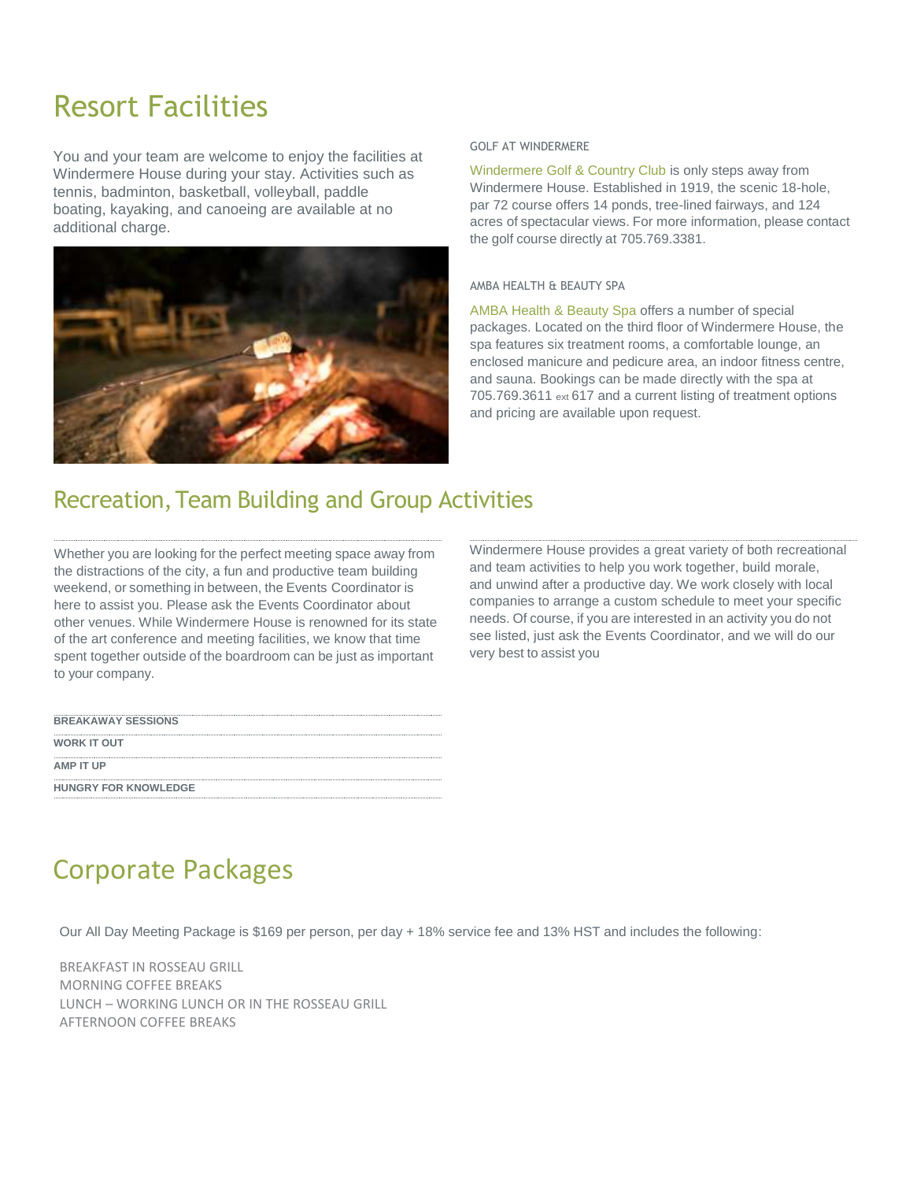# Resort Facilities

You and your team are welcome to enjoy the facilities at Windermere House during your stay. Activities such as tennis, badminton, basketball, volleyball, paddle boating, kayaking, and canoeing are available at no additional charge.

### GOLF AT WINDERMERE

Windermere Golf & Country Club is only steps away from Windermere House. Established in 1919, the scenic 18-hole, par 72 course offers 14 ponds, tree-lined fairways, and 124 acres of spectacular views. For more information, please contact the golf course directly at 705.769.3381.

### AMBA HEALTH & BEAUTY SPA

AMBA Health & Beauty Spa offers a number of special packages. Located on the third floor of Windermere House, the spa features six treatment rooms, a comfortable lounge, an enclosed manicure and pedicure area, an indoor fitness centre, and sauna. Bookings can be made directly with the spa at 705.769.3611 ext 617 and a current listing of treatment options and pricing are available upon request.

# Recreation, Team Building and Group Activities

Whether you are looking for the perfect meeting space away from the distractions of the city, a fun and productive team building weekend, or something in between, the Events Coordinator is here to assist you. Please ask the Events Coordinator about other venues. While Windermere House is renowned for its state of the art conference and meeting facilities, we know that time spent together outside of the boardroom can be just as important to your company.

**BREAKAWAY SESSIONS**

**WORK IT OUT**

**AMP IT UP**

**HUNGRY FOR KNOWLEDGE**

Windermere House provides a great variety of both recreational and team activities to help you work together, build morale, and unwind after a productive day. We work closely with local companies to arrange a custom schedule to meet your specific needs. Of course, if you are interested in an activity you do not see listed, just ask the Events Coordinator, and we will do our very best to assist you

# Corporate Packages

Our All Day Meeting Package is $169 per person, per day + 18% service fee and 13% HST and includes the following:

BREAKFAST IN ROSSEAU GRILL
MORNING COFFEE BREAKS
LUNCH – WORKING LUNCH OR IN THE ROSSEAU GRILL
AFTERNOON COFFEE BREAKS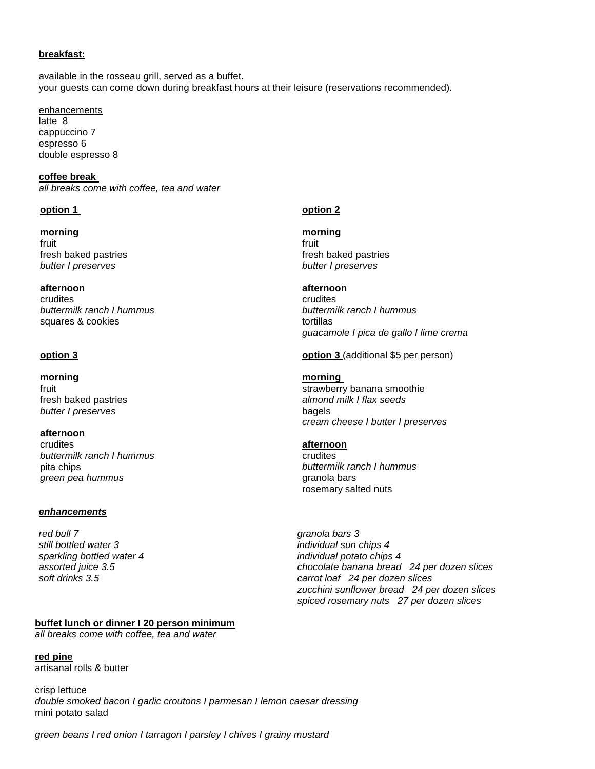**breakfast:**

available in the rosseau grill, served as a buffet.
your guests can come down during breakfast hours at their leisure (reservations recommended).

enhancements
latte 8
cappuccino 7
espresso 6
double espresso 8

**coffee break**
*all breaks come with coffee, tea and water*

**option 1**

**morning**
fruit
fresh baked pastries
*butter I preserves*

**afternoon**
crudites
*buttermilk ranch I hummus*
squares & cookies

**option 2**

**morning**
fruit
fresh baked pastries
*butter I preserves*

**afternoon**
crudites
*buttermilk ranch I hummus*
tortillas
*guacamole I pica de gallo I lime crema*

**option 3**

**morning**
fruit
fresh baked pastries
*butter I preserves*

**afternoon**
crudites
*buttermilk ranch I hummus*
pita chips
*green pea hummus*

**option 3** (additional $5 per person)

**morning**
strawberry banana smoothie
*almond milk I flax seeds*
bagels
*cream cheese I butter I preserves*

**afternoon**
crudites
*buttermilk ranch I hummus*
granola bars
rosemary salted nuts

***enhancements***

*red bull 7*
*still bottled water 3*
*sparkling bottled water 4*
*assorted juice 3.5*
*soft drinks 3.5*
*granola bars 3*
*individual sun chips 4*
*individual potato chips 4*
*chocolate banana bread 24 per dozen slices*
*carrot loaf 24 per dozen slices*
*zucchini sunflower bread 24 per dozen slices*
*spiced rosemary nuts 27 per dozen slices*

**buffet lunch or dinner I 20 person minimum**
*all breaks come with coffee, tea and water*

**red pine**
artisanal rolls & butter

crisp lettuce
*double smoked bacon I garlic croutons I parmesan I lemon caesar dressing*
mini potato salad

*green beans I red onion I tarragon I parsley I chives I grainy mustard*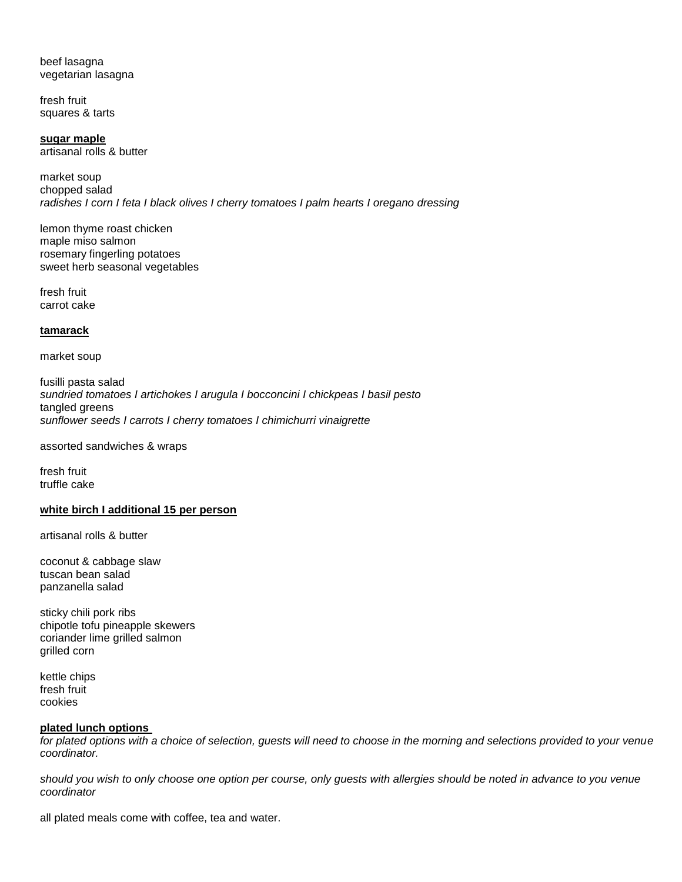beef lasagna
vegetarian lasagna

fresh fruit
squares & tarts

**sugar maple**
artisanal rolls & butter

market soup
chopped salad
*radishes I corn I feta I black olives I cherry tomatoes I palm hearts I oregano dressing*

lemon thyme roast chicken
maple miso salmon
rosemary fingerling potatoes
sweet herb seasonal vegetables

fresh fruit
carrot cake

**tamarack**

market soup

fusilli pasta salad
*sundried tomatoes I artichokes I arugula I bocconcini I chickpeas I basil pesto*
tangled greens
*sunflower seeds I carrots I cherry tomatoes I chimichurri vinaigrette*

assorted sandwiches & wraps

fresh fruit
truffle cake

**white birch I additional 15 per person**

artisanal rolls & butter

coconut & cabbage slaw
tuscan bean salad
panzanella salad

sticky chili pork ribs
chipotle tofu pineapple skewers
coriander lime grilled salmon
grilled corn

kettle chips
fresh fruit
cookies

**plated lunch options**
*for plated options with a choice of selection, guests will need to choose in the morning and selections provided to your venue coordinator.*

*should you wish to only choose one option per course, only guests with allergies should be noted in advance to you venue coordinator*

all plated meals come with coffee, tea and water.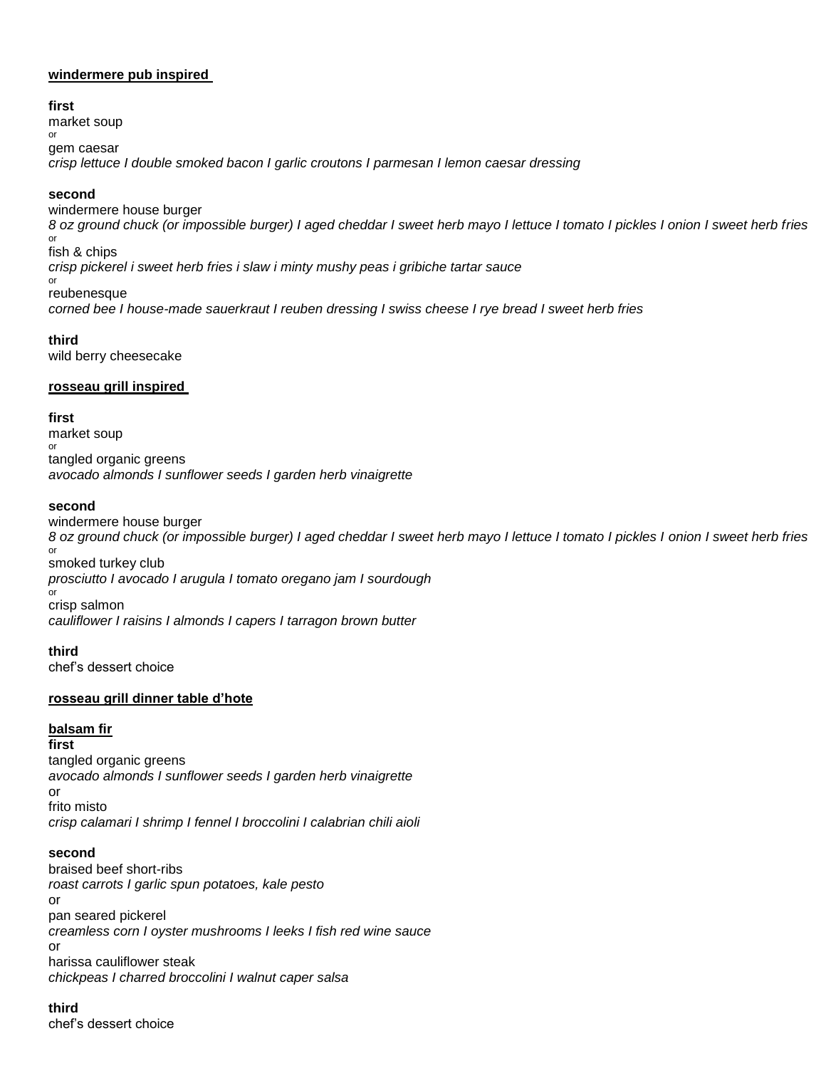**windermere pub inspired**

**first**
market soup
or
gem caesar
*crisp lettuce I double smoked bacon I garlic croutons I parmesan I lemon caesar dressing*

**second**
windermere house burger
*8 oz ground chuck (or impossible burger) I aged cheddar I sweet herb mayo I lettuce I tomato I pickles I onion I sweet herb fries*
or
fish & chips
*crisp pickerel i sweet herb fries i slaw i minty mushy peas i gribiche tartar sauce*
or
reubenesque
*corned bee I house-made sauerkraut I reuben dressing I swiss cheese I rye bread I sweet herb fries*

**third**
wild berry cheesecake

**rosseau grill inspired**

**first**
market soup
or
tangled organic greens
*avocado almonds I sunflower seeds I garden herb vinaigrette*

**second**
windermere house burger
*8 oz ground chuck (or impossible burger) I aged cheddar I sweet herb mayo I lettuce I tomato I pickles I onion I sweet herb fries*
or
smoked turkey club
*prosciutto I avocado I arugula I tomato oregano jam I sourdough*
or
crisp salmon
*cauliflower I raisins I almonds I capers I tarragon brown butter*

**third**
chef's dessert choice

**rosseau grill dinner table d'hote**

**balsam fir**
**first**
tangled organic greens
*avocado almonds I sunflower seeds I garden herb vinaigrette*
or
frito misto
*crisp calamari I shrimp I fennel I broccolini I calabrian chili aioli*

**second**
braised beef short-ribs
*roast carrots I garlic spun potatoes, kale pesto*
or
pan seared pickerel
*creamless corn I oyster mushrooms I leeks I fish red wine sauce*
or
harissa cauliflower steak
*chickpeas I charred broccolini I walnut caper salsa*

**third**
chef's dessert choice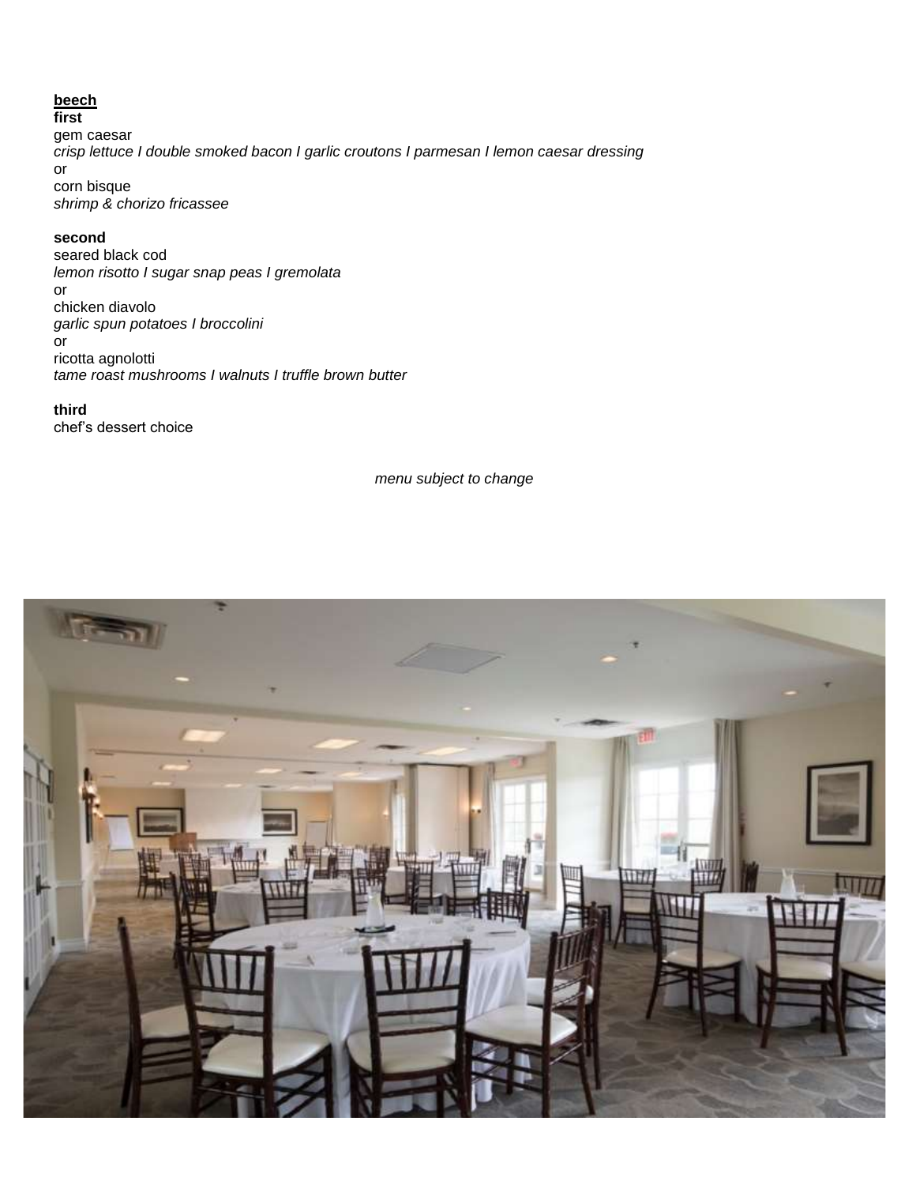**beech**

**first**

gem caesar
*crisp lettuce I double smoked bacon I garlic croutons I parmesan I lemon caesar dressing*
or
corn bisque
*shrimp & chorizo fricassee*

**second**

seared black cod
*lemon risotto I sugar snap peas I gremolata*
or
chicken diavolo
*garlic spun potatoes I broccolini*
or
ricotta agnolotti
*tame roast mushrooms I walnuts I truffle brown butter*

**third**

chef's dessert choice

*menu subject to change*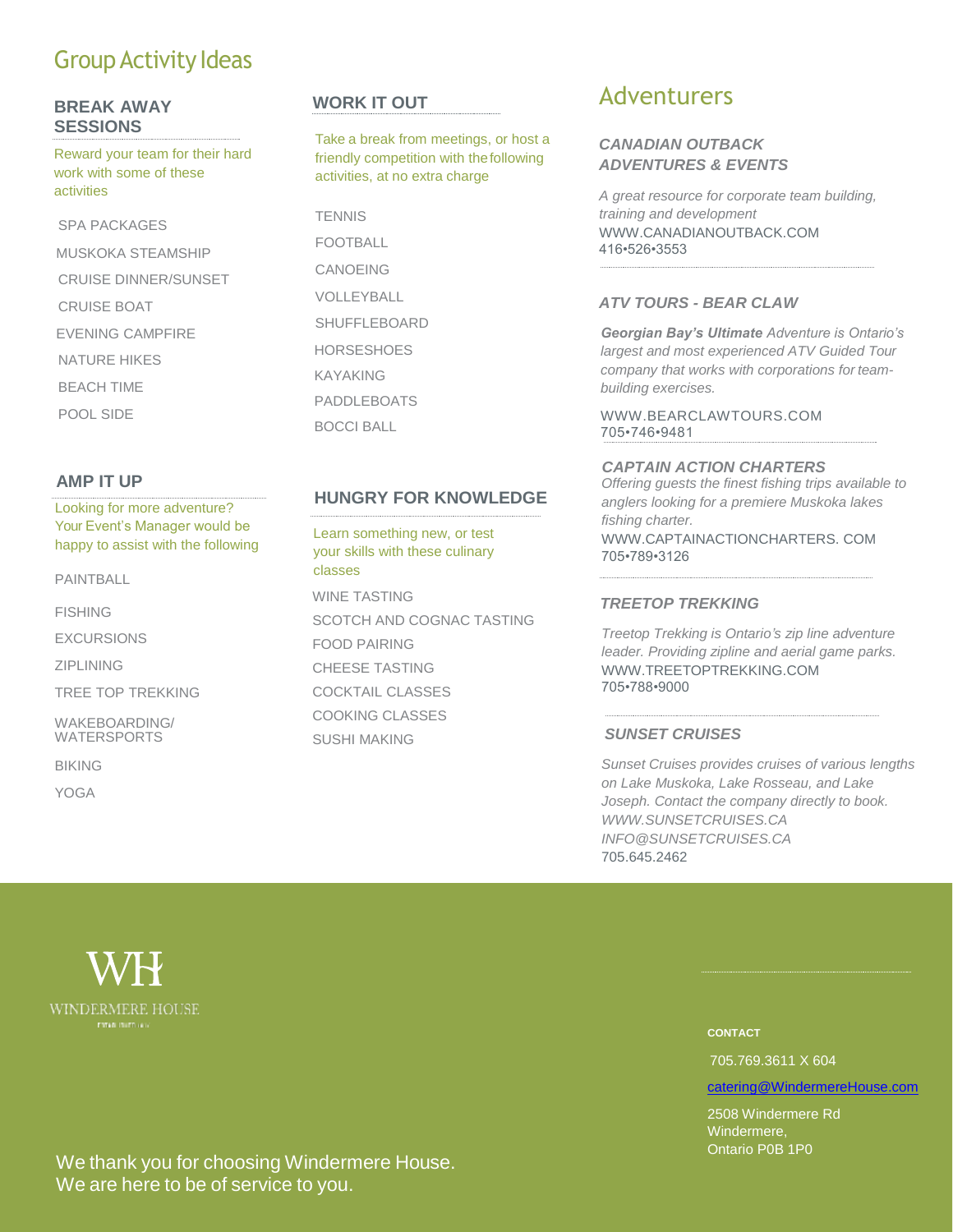# Group Activity Ideas

## BREAK AWAY SESSIONS

Reward your team for their hard work with some of these activities

- SPA PACKAGES
- MUSKOKA STEAMSHIP
- CRUISE DINNER/SUNSET
- CRUISE BOAT
- EVENING CAMPFIRE
- NATURE HIKES
- BEACH TIME
- POOL SIDE

## AMP IT UP

Looking for more adventure? Your Event's Manager would be happy to assist with the following

- PAINTBALL
- FISHING
- EXCURSIONS
- ZIPLINING
- TREE TOP TREKKING
- WAKEBOARDING/ WATERSPORTS
- BIKING
- YOGA

## WORK IT OUT

Take a break from meetings, or host a friendly competition with the following activities, at no extra charge

- TENNIS
- FOOTBALL
- CANOEING
- VOLLEYBALL
- SHUFFLEBOARD
- HORSESHOES
- KAYAKING
- PADDLEBOATS
- BOCCI BALL

## HUNGRY FOR KNOWLEDGE

Learn something new, or test your skills with these culinary classes

- WINE TASTING
- SCOTCH AND COGNAC TASTING
- FOOD PAIRING
- CHEESE TASTING
- COCKTAIL CLASSES
- COOKING CLASSES
- SUSHI MAKING

# Adventurers

### *CANADIAN OUTBACK ADVENTURES & EVENTS*

*A great resource for corporate team building, training and development*
WWW.CANADIANOUTBACK.COM
416•526•3553

### *ATV TOURS - BEAR CLAW*

***Georgian Bay's Ultimate** Adventure is Ontario's largest and most experienced ATV Guided Tour company that works with corporations for team-building exercises.*

WWW.BEARCLAWTOURS.COM
705•746•9481

### *CAPTAIN ACTION CHARTERS*

*Offering guests the finest fishing trips available to anglers looking for a premiere Muskoka lakes fishing charter.*
WWW.CAPTAINACTIONCHARTERS. COM
705•789•3126

### *TREETOP TREKKING*

*Treetop Trekking is Ontario's zip line adventure leader. Providing zipline and aerial game parks.*
WWW.TREETOPTREKKING.COM
705•788•9000

### *SUNSET CRUISES*

*Sunset Cruises provides cruises of various lengths on Lake Muskoka, Lake Rosseau, and Lake Joseph. Contact the company directly to book.*
*WWW.SUNSETCRUISES.CA*
*INFO@SUNSETCRUISES.CA*
705.645.2462

WH
WINDERMERE HOUSE

**CONTACT**

705.769.3611 X 604

catering@WindermereHouse.com

2508 Windermere Rd
Windermere,
Ontario P0B 1P0

We thank you for choosing Windermere House.
We are here to be of service to you.